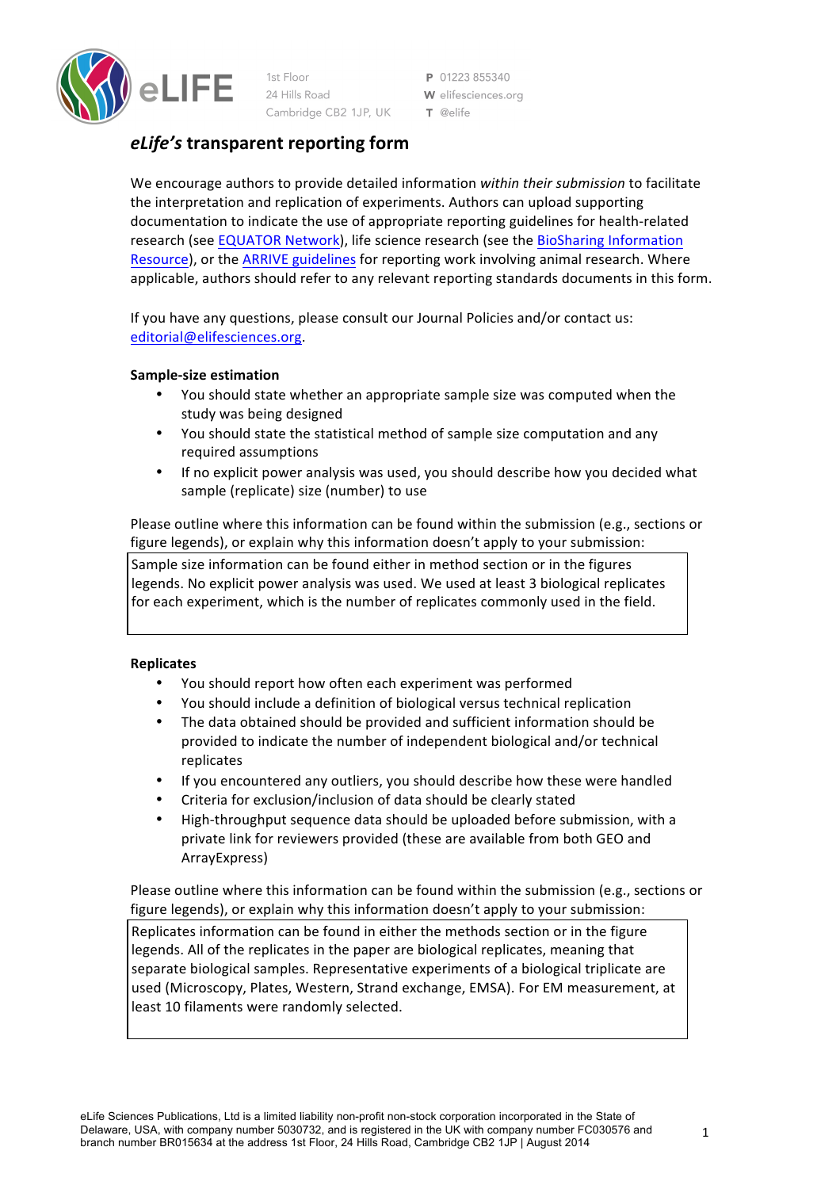1st Floor
24 Hills Road
Cambridge CB2 1JP, UK

P 01223 855340
W elifesciences.org
T @elife

# *eLife's* transparent reporting form

We encourage authors to provide detailed information *within their submission* to facilitate the interpretation and replication of experiments. Authors can upload supporting documentation to indicate the use of appropriate reporting guidelines for health-related research (see EQUATOR Network), life science research (see the BioSharing Information Resource), or the ARRIVE guidelines for reporting work involving animal research. Where applicable, authors should refer to any relevant reporting standards documents in this form.

If you have any questions, please consult our Journal Policies and/or contact us: editorial@elifesciences.org.

**Sample-size estimation**

- You should state whether an appropriate sample size was computed when the study was being designed
- You should state the statistical method of sample size computation and any required assumptions
- If no explicit power analysis was used, you should describe how you decided what sample (replicate) size (number) to use

Please outline where this information can be found within the submission (e.g., sections or figure legends), or explain why this information doesn't apply to your submission:

Sample size information can be found either in method section or in the figures legends. No explicit power analysis was used. We used at least 3 biological replicates for each experiment, which is the number of replicates commonly used in the field.

**Replicates**

- You should report how often each experiment was performed
- You should include a definition of biological versus technical replication
- The data obtained should be provided and sufficient information should be provided to indicate the number of independent biological and/or technical replicates
- If you encountered any outliers, you should describe how these were handled
- Criteria for exclusion/inclusion of data should be clearly stated
- High-throughput sequence data should be uploaded before submission, with a private link for reviewers provided (these are available from both GEO and ArrayExpress)

Please outline where this information can be found within the submission (e.g., sections or figure legends), or explain why this information doesn't apply to your submission:

Replicates information can be found in either the methods section or in the figure legends. All of the replicates in the paper are biological replicates, meaning that separate biological samples. Representative experiments of a biological triplicate are used (Microscopy, Plates, Western, Strand exchange, EMSA). For EM measurement, at least 10 filaments were randomly selected.

eLife Sciences Publications, Ltd is a limited liability non-profit non-stock corporation incorporated in the State of Delaware, USA, with company number 5030732, and is registered in the UK with company number FC030576 and branch number BR015634 at the address 1st Floor, 24 Hills Road, Cambridge CB2 1JP | August 2014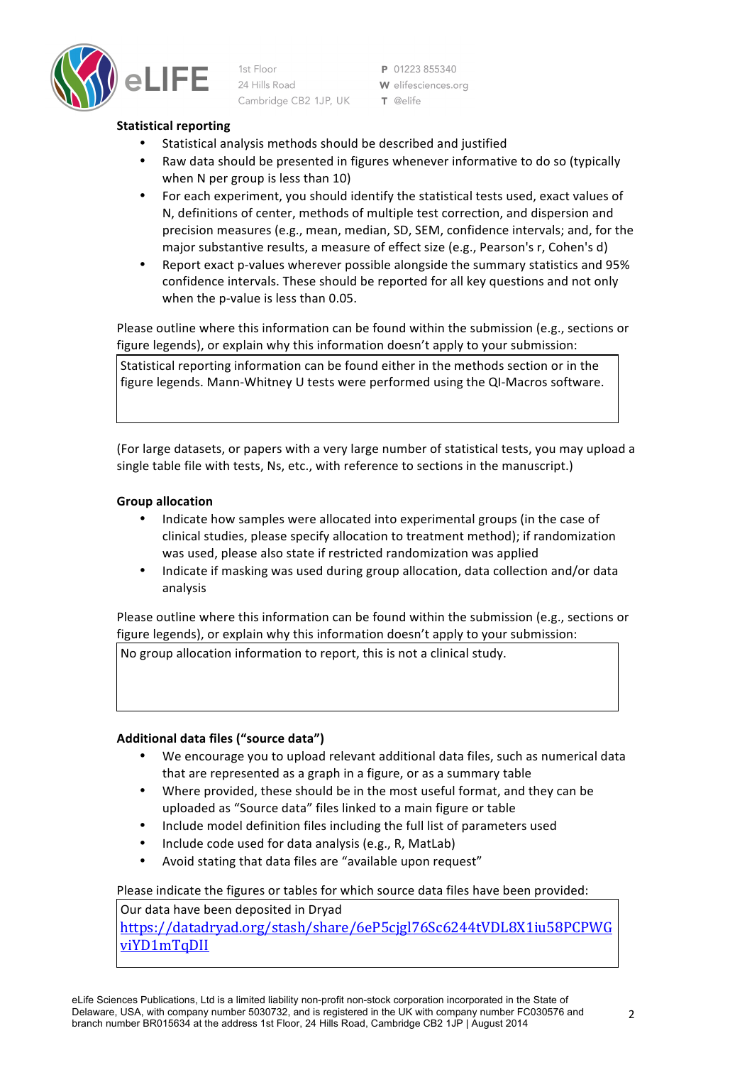### Statistical reporting

- Statistical analysis methods should be described and justified
- Raw data should be presented in figures whenever informative to do so (typically when N per group is less than 10)
- For each experiment, you should identify the statistical tests used, exact values of N, definitions of center, methods of multiple test correction, and dispersion and precision measures (e.g., mean, median, SD, SEM, confidence intervals; and, for the major substantive results, a measure of effect size (e.g., Pearson's r, Cohen's d)
- Report exact p-values wherever possible alongside the summary statistics and 95% confidence intervals. These should be reported for all key questions and not only when the p-value is less than 0.05.

Please outline where this information can be found within the submission (e.g., sections or figure legends), or explain why this information doesn't apply to your submission:

> Statistical reporting information can be found either in the methods section or in the figure legends. Mann-Whitney U tests were performed using the QI-Macros software.

(For large datasets, or papers with a very large number of statistical tests, you may upload a single table file with tests, Ns, etc., with reference to sections in the manuscript.)

### Group allocation

- Indicate how samples were allocated into experimental groups (in the case of clinical studies, please specify allocation to treatment method); if randomization was used, please also state if restricted randomization was applied
- Indicate if masking was used during group allocation, data collection and/or data analysis

Please outline where this information can be found within the submission (e.g., sections or figure legends), or explain why this information doesn't apply to your submission:

> No group allocation information to report, this is not a clinical study.

### Additional data files ("source data")

- We encourage you to upload relevant additional data files, such as numerical data that are represented as a graph in a figure, or as a summary table
- Where provided, these should be in the most useful format, and they can be uploaded as "Source data" files linked to a main figure or table
- Include model definition files including the full list of parameters used
- Include code used for data analysis (e.g., R, MatLab)
- Avoid stating that data files are "available upon request"

Please indicate the figures or tables for which source data files have been provided:

> Our data have been deposited in Dryad
> https://datadryad.org/stash/share/6eP5cjgl76Sc6244tVDL8X1iu58PCPWGviYD1mTqDII